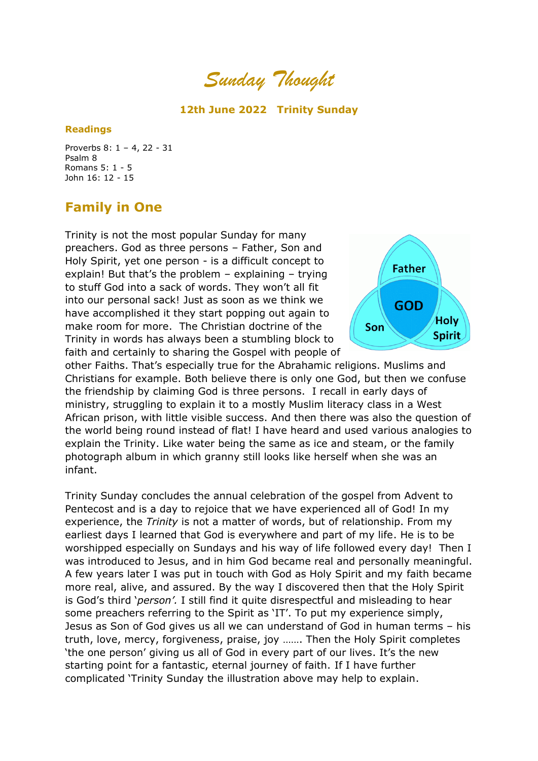# Sunday Thought

**12th June 2022 Trinity Sunday**

**Readings**

Proverbs 8: 1 – 4, 22 - 31
Psalm 8
Romans 5: 1 - 5
John 16: 12 - 15

## Family in One

Trinity is not the most popular Sunday for many preachers. God as three persons – Father, Son and Holy Spirit, yet one person - is a difficult concept to explain! But that's the problem – explaining – trying to stuff God into a sack of words. They won't all fit into our personal sack! Just as soon as we think we have accomplished it they start popping out again to make room for more. The Christian doctrine of the Trinity in words has always been a stumbling block to faith and certainly to sharing the Gospel with people of other Faiths. That's especially true for the Abrahamic religions. Muslims and Christians for example. Both believe there is only one God, but then we confuse the friendship by claiming God is three persons. I recall in early days of ministry, struggling to explain it to a mostly Muslim literacy class in a West African prison, with little visible success. And then there was also the question of the world being round instead of flat! I have heard and used various analogies to explain the Trinity. Like water being the same as ice and steam, or the family photograph album in which granny still looks like herself when she was an infant.

Trinity Sunday concludes the annual celebration of the gospel from Advent to Pentecost and is a day to rejoice that we have experienced all of God! In my experience, the *Trinity* is not a matter of words, but of relationship. From my earliest days I learned that God is everywhere and part of my life. He is to be worshipped especially on Sundays and his way of life followed every day! Then I was introduced to Jesus, and in him God became real and personally meaningful. A few years later I was put in touch with God as Holy Spirit and my faith became more real, alive, and assured. By the way I discovered then that the Holy Spirit is God's third '*person'.* I still find it quite disrespectful and misleading to hear some preachers referring to the Spirit as 'IT'. To put my experience simply, Jesus as Son of God gives us all we can understand of God in human terms – his truth, love, mercy, forgiveness, praise, joy ……. Then the Holy Spirit completes 'the one person' giving us all of God in every part of our lives. It's the new starting point for a fantastic, eternal journey of faith. If I have further complicated 'Trinity Sunday the illustration above may help to explain.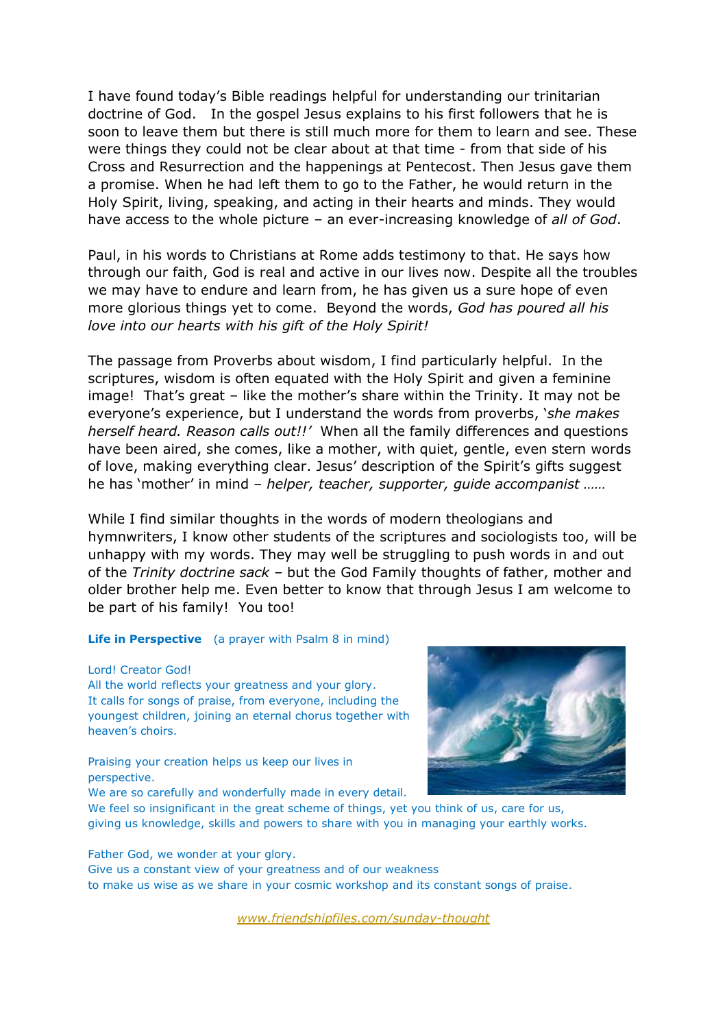I have found today's Bible readings helpful for understanding our trinitarian doctrine of God. In the gospel Jesus explains to his first followers that he is soon to leave them but there is still much more for them to learn and see. These were things they could not be clear about at that time - from that side of his Cross and Resurrection and the happenings at Pentecost. Then Jesus gave them a promise. When he had left them to go to the Father, he would return in the Holy Spirit, living, speaking, and acting in their hearts and minds. They would have access to the whole picture – an ever-increasing knowledge of *all of God*.

Paul, in his words to Christians at Rome adds testimony to that. He says how through our faith, God is real and active in our lives now. Despite all the troubles we may have to endure and learn from, he has given us a sure hope of even more glorious things yet to come. Beyond the words, *God has poured all his love into our hearts with his gift of the Holy Spirit!*

The passage from Proverbs about wisdom, I find particularly helpful. In the scriptures, wisdom is often equated with the Holy Spirit and given a feminine image! That's great – like the mother's share within the Trinity. It may not be everyone's experience, but I understand the words from proverbs, '*she makes herself heard. Reason calls out!!'* When all the family differences and questions have been aired, she comes, like a mother, with quiet, gentle, even stern words of love, making everything clear. Jesus' description of the Spirit's gifts suggest he has 'mother' in mind – *helper, teacher, supporter, guide accompanist ……*

While I find similar thoughts in the words of modern theologians and hymnwriters, I know other students of the scriptures and sociologists too, will be unhappy with my words. They may well be struggling to push words in and out of the *Trinity doctrine sack* – but the God Family thoughts of father, mother and older brother help me. Even better to know that through Jesus I am welcome to be part of his family! You too!

**Life in Perspective** (a prayer with Psalm 8 in mind)

Lord! Creator God!
All the world reflects your greatness and your glory.
It calls for songs of praise, from everyone, including the youngest children, joining an eternal chorus together with heaven's choirs.

Praising your creation helps us keep our lives in perspective.
We are so carefully and wonderfully made in every detail.
We feel so insignificant in the great scheme of things, yet you think of us, care for us, giving us knowledge, skills and powers to share with you in managing your earthly works.

Father God, we wonder at your glory.
Give us a constant view of your greatness and of our weakness
to make us wise as we share in your cosmic workshop and its constant songs of praise.

*www.friendshipfiles.com/sunday-thought*